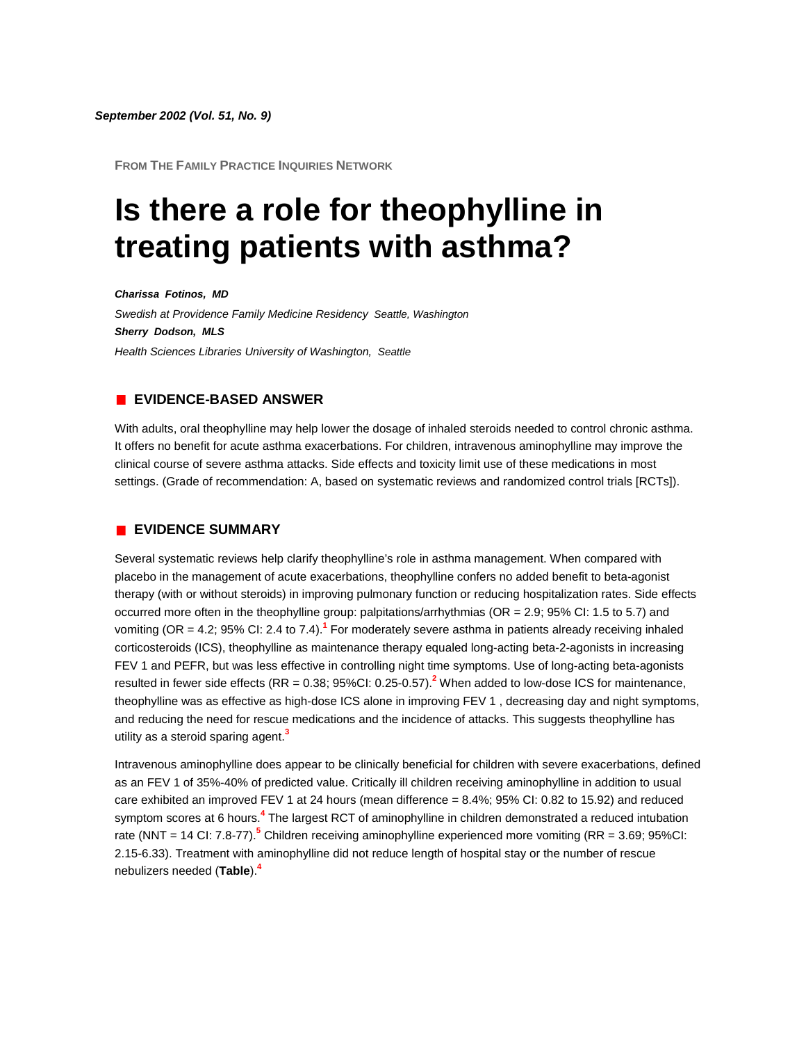*September 2002 (Vol. 51, No. 9)*

FROM THE FAMILY PRACTICE INQUIRIES NETWORK

# Is there a role for theophylline in treating patients with asthma?

***Charissa Fotinos, MD***

*Swedish at Providence Family Medicine Residency Seattle, Washington*

***Sherry Dodson, MLS***

*Health Sciences Libraries University of Washington, Seattle*

## EVIDENCE-BASED ANSWER

With adults, oral theophylline may help lower the dosage of inhaled steroids needed to control chronic asthma. It offers no benefit for acute asthma exacerbations. For children, intravenous aminophylline may improve the clinical course of severe asthma attacks. Side effects and toxicity limit use of these medications in most settings. (Grade of recommendation: A, based on systematic reviews and randomized control trials [RCTs]).

## EVIDENCE SUMMARY

Several systematic reviews help clarify theophylline's role in asthma management. When compared with placebo in the management of acute exacerbations, theophylline confers no added benefit to beta-agonist therapy (with or without steroids) in improving pulmonary function or reducing hospitalization rates. Side effects occurred more often in the theophylline group: palpitations/arrhythmias (OR = 2.9; 95% CI: 1.5 to 5.7) and vomiting (OR = 4.2; 95% CI: 2.4 to 7.4).[1] For moderately severe asthma in patients already receiving inhaled corticosteroids (ICS), theophylline as maintenance therapy equaled long-acting beta-2-agonists in increasing FEV 1 and PEFR, but was less effective in controlling night time symptoms. Use of long-acting beta-agonists resulted in fewer side effects (RR = 0.38; 95%CI: 0.25-0.57).[2] When added to low-dose ICS for maintenance, theophylline was as effective as high-dose ICS alone in improving FEV 1 , decreasing day and night symptoms, and reducing the need for rescue medications and the incidence of attacks. This suggests theophylline has utility as a steroid sparing agent.[3]

Intravenous aminophylline does appear to be clinically beneficial for children with severe exacerbations, defined as an FEV 1 of 35%-40% of predicted value. Critically ill children receiving aminophylline in addition to usual care exhibited an improved FEV 1 at 24 hours (mean difference = 8.4%; 95% CI: 0.82 to 15.92) and reduced symptom scores at 6 hours.[4] The largest RCT of aminophylline in children demonstrated a reduced intubation rate (NNT = 14 CI: 7.8-77).[5] Children receiving aminophylline experienced more vomiting (RR = 3.69; 95%CI: 2.15-6.33). Treatment with aminophylline did not reduce length of hospital stay or the number of rescue nebulizers needed (**Table**).[4]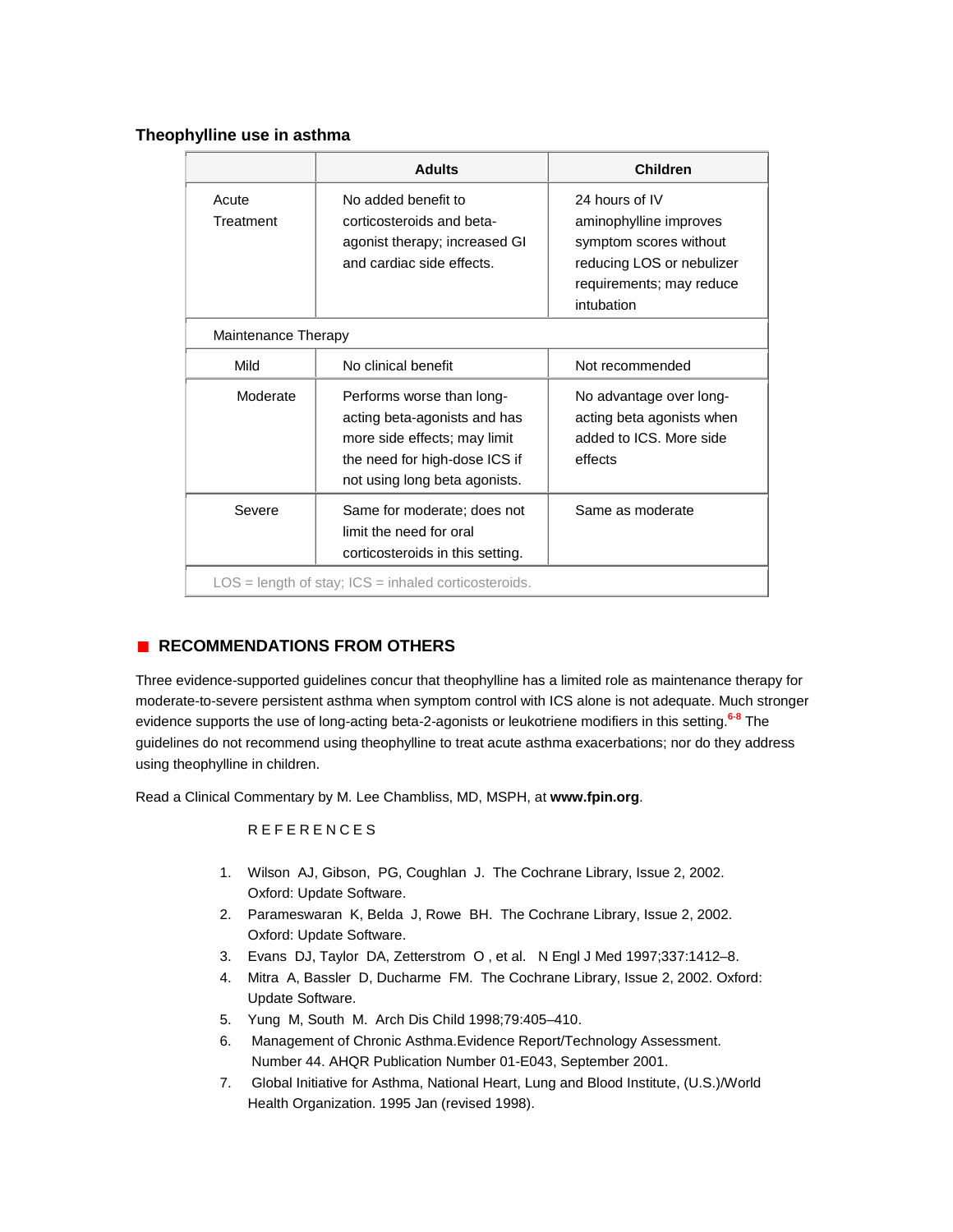### Theophylline use in asthma

| | Adults | Children |
|---|---|---|
| Acute Treatment | No added benefit to corticosteroids and beta-agonist therapy; increased GI and cardiac side effects. | 24 hours of IV aminophylline improves symptom scores without reducing LOS or nebulizer requirements; may reduce intubation |
| Maintenance Therapy | | |
| Mild | No clinical benefit | Not recommended |
| Moderate | Performs worse than long-acting beta-agonists and has more side effects; may limit the need for high-dose ICS if not using long beta agonists. | No advantage over long-acting beta agonists when added to ICS. More side effects |
| Severe | Same for moderate; does not limit the need for oral corticosteroids in this setting. | Same as moderate |

LOS = length of stay; ICS = inhaled corticosteroids.

## RECOMMENDATIONS FROM OTHERS

Three evidence-supported guidelines concur that theophylline has a limited role as maintenance therapy for moderate-to-severe persistent asthma when symptom control with ICS alone is not adequate. Much stronger evidence supports the use of long-acting beta-2-agonists or leukotriene modifiers in this setting.[6-8] The guidelines do not recommend using theophylline to treat acute asthma exacerbations; nor do they address using theophylline in children.

Read a Clinical Commentary by M. Lee Chambliss, MD, MSPH, at **www.fpin.org**.

REFERENCES

1. Wilson AJ, Gibson, PG, Coughlan J. The Cochrane Library, Issue 2, 2002. Oxford: Update Software.
2. Parameswaran K, Belda J, Rowe BH. The Cochrane Library, Issue 2, 2002. Oxford: Update Software.
3. Evans DJ, Taylor DA, Zetterstrom O , et al. N Engl J Med 1997;337:1412–8.
4. Mitra A, Bassler D, Ducharme FM. The Cochrane Library, Issue 2, 2002. Oxford: Update Software.
5. Yung M, South M. Arch Dis Child 1998;79:405–410.
6. Management of Chronic Asthma.Evidence Report/Technology Assessment. Number 44. AHQR Publication Number 01-E043, September 2001.
7. Global Initiative for Asthma, National Heart, Lung and Blood Institute, (U.S.)/World Health Organization. 1995 Jan (revised 1998).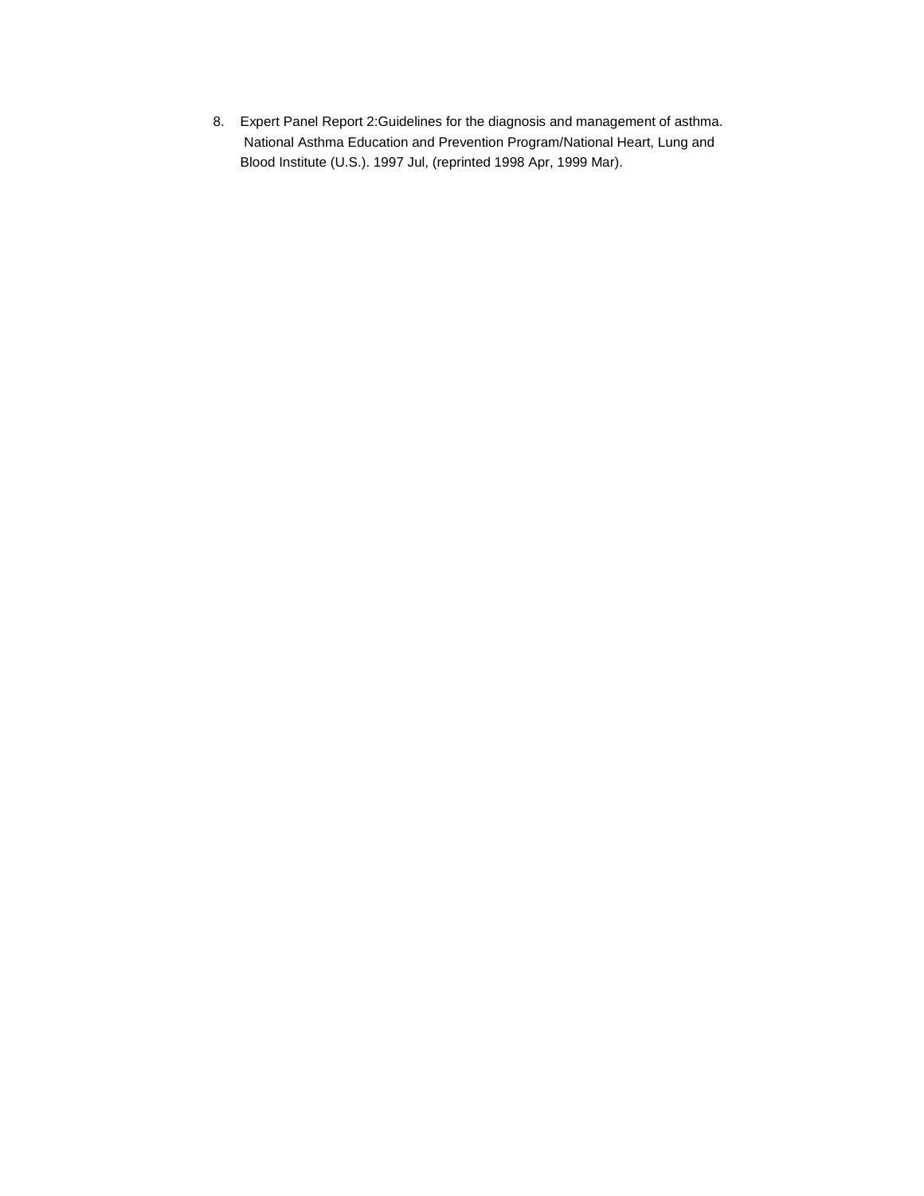8. Expert Panel Report 2:Guidelines for the diagnosis and management of asthma. National Asthma Education and Prevention Program/National Heart, Lung and Blood Institute (U.S.). 1997 Jul, (reprinted 1998 Apr, 1999 Mar).